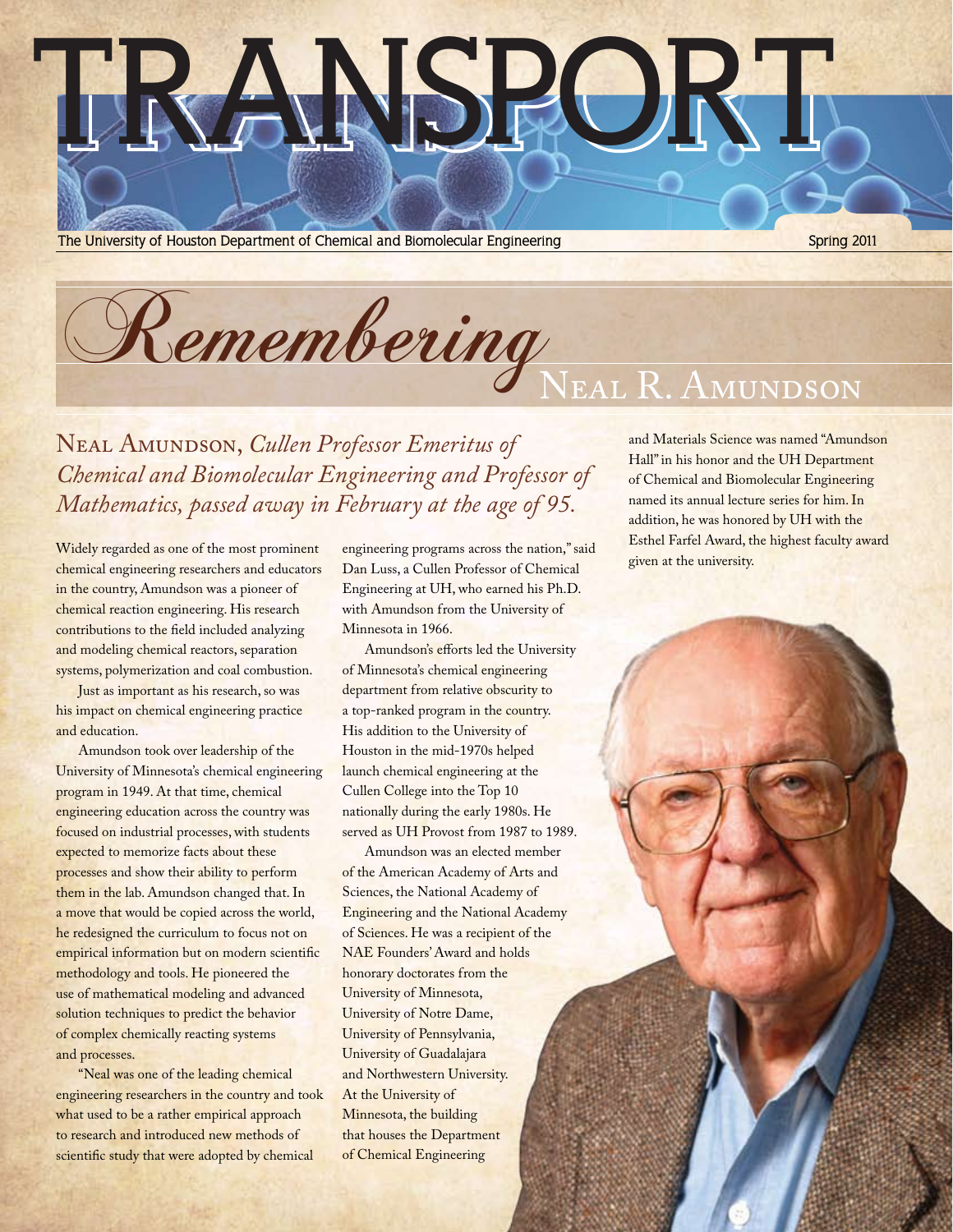# TRANSPORT

The University of Houston Department of Chemical and Biomolecular Engineering

Spring 2011

## *Remembering* Neal R. Amundson

### Neal Amundson, *Cullen Professor Emeritus of Chemical and Biomolecular Engineering and Professor of Mathematics, passed away in February at the age of 95.*

Widely regarded as one of the most prominent chemical engineering researchers and educators in the country, Amundson was a pioneer of chemical reaction engineering. His research contributions to the field included analyzing and modeling chemical reactors, separation systems, polymerization and coal combustion.

Just as important as his research, so was his impact on chemical engineering practice and education.

Amundson took over leadership of the University of Minnesota's chemical engineering program in 1949. At that time, chemical engineering education across the country was focused on industrial processes, with students expected to memorize facts about these processes and show their ability to perform them in the lab. Amundson changed that. In a move that would be copied across the world, he redesigned the curriculum to focus not on empirical information but on modern scientific methodology and tools. He pioneered the use of mathematical modeling and advanced solution techniques to predict the behavior of complex chemically reacting systems and processes.

"Neal was one of the leading chemical engineering researchers in the country and took what used to be a rather empirical approach to research and introduced new methods of scientific study that were adopted by chemical engineering programs across the nation," said Dan Luss, a Cullen Professor of Chemical Engineering at UH, who earned his Ph.D. with Amundson from the University of Minnesota in 1966.

Amundson's efforts led the University of Minnesota's chemical engineering department from relative obscurity to a top-ranked program in the country. His addition to the University of Houston in the mid-1970s helped launch chemical engineering at the Cullen College into the Top 10 nationally during the early 1980s. He served as UH Provost from 1987 to 1989.

Amundson was an elected member of the American Academy of Arts and Sciences, the National Academy of Engineering and the National Academy of Sciences. He was a recipient of the NAE Founders' Award and holds honorary doctorates from the University of Minnesota, University of Notre Dame, University of Pennsylvania, University of Guadalajara and Northwestern University. At the University of Minnesota, the building that houses the Department of Chemical Engineering and Materials Science was named "Amundson Hall" in his honor and the UH Department of Chemical and Biomolecular Engineering named its annual lecture series for him. In addition, he was honored by UH with the Esthel Farfel Award, the highest faculty award given at the university.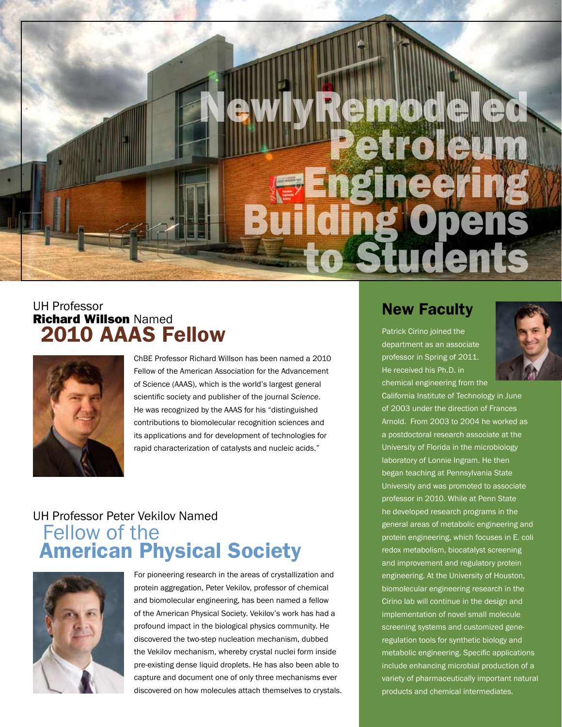# Newly Remodeled Petroleum Engineering Building Opens to Students

## UH Professor **Richard Willson** Named 2010 AAAS Fellow

ChBE Professor Richard Willson has been named a 2010 Fellow of the American Association for the Advancement of Science (AAAS), which is the world's largest general scientific society and publisher of the journal *Science*. He was recognized by the AAAS for his "distinguished contributions to biomolecular recognition sciences and its applications and for development of technologies for rapid characterization of catalysts and nucleic acids."

## UH Professor Peter Vekilov Named Fellow of the American Physical Society

For pioneering research in the areas of crystallization and protein aggregation, Peter Vekilov, professor of chemical and biomolecular engineering, has been named a fellow of the American Physical Society. Vekilov's work has had a profound impact in the biological physics community. He discovered the two-step nucleation mechanism, dubbed the Vekilov mechanism, whereby crystal nuclei form inside pre-existing dense liquid droplets. He has also been able to capture and document one of only three mechanisms ever discovered on how molecules attach themselves to crystals.

## New Faculty

Patrick Cirino joined the department as an associate professor in Spring of 2011. He received his Ph.D. in chemical engineering from the California Institute of Technology in June of 2003 under the direction of Frances Arnold. From 2003 to 2004 he worked as a postdoctoral research associate at the University of Florida in the microbiology laboratory of Lonnie Ingram. He then began teaching at Pennsylvania State University and was promoted to associate professor in 2010. While at Penn State he developed research programs in the general areas of metabolic engineering and protein engineering, which focuses in E. coli redox metabolism, biocatalyst screening and improvement and regulatory protein engineering. At the University of Houston, biomolecular engineering research in the Cirino lab will continue in the design and implementation of novel small molecule screening systems and customized gene-regulation tools for synthetic biology and metabolic engineering. Specific applications include enhancing microbial production of a variety of pharmaceutically important natural products and chemical intermediates.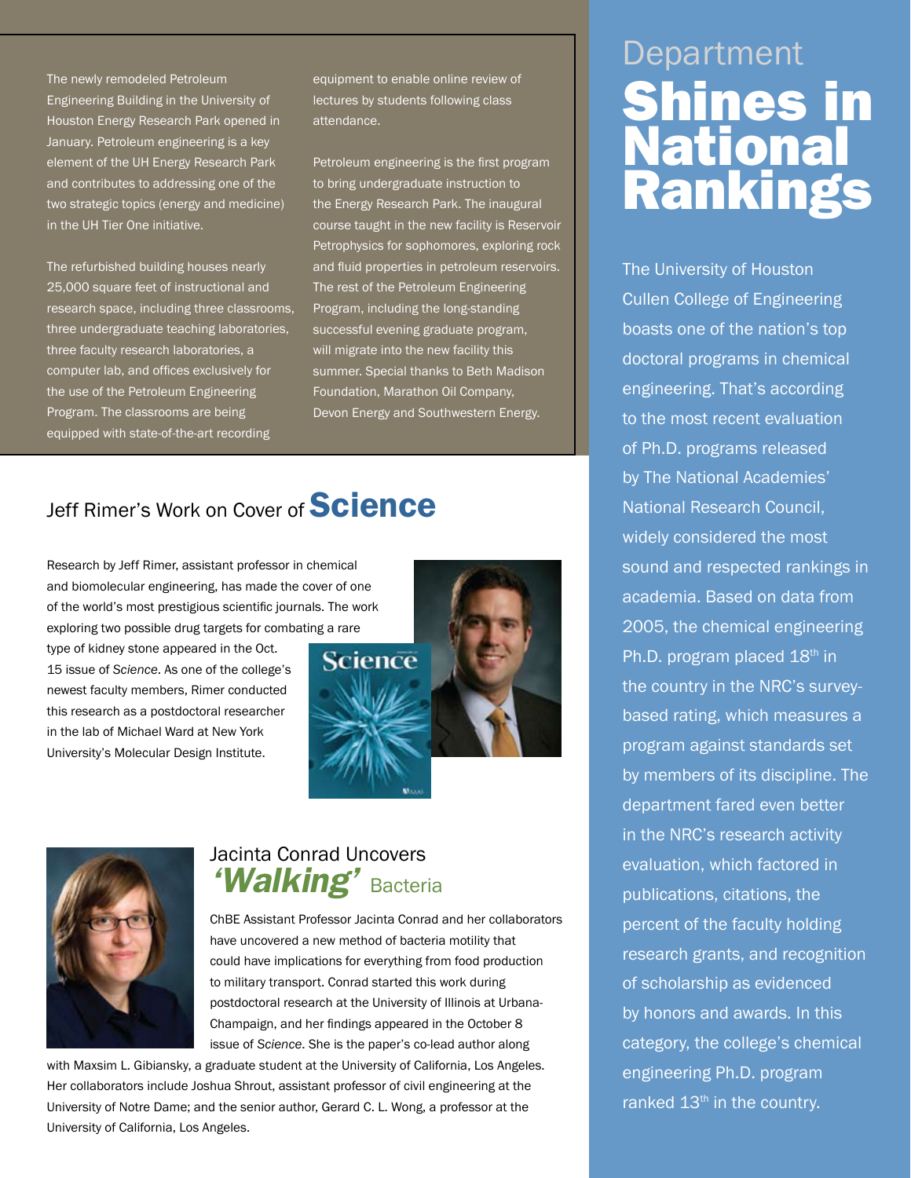The newly remodeled Petroleum Engineering Building in the University of Houston Energy Research Park opened in January. Petroleum engineering is a key element of the UH Energy Research Park and contributes to addressing one of the two strategic topics (energy and medicine) in the UH Tier One initiative.

The refurbished building houses nearly 25,000 square feet of instructional and research space, including three classrooms, three undergraduate teaching laboratories, three faculty research laboratories, a computer lab, and offices exclusively for the use of the Petroleum Engineering Program. The classrooms are being equipped with state-of-the-art recording equipment to enable online review of lectures by students following class attendance.

Petroleum engineering is the first program to bring undergraduate instruction to the Energy Research Park. The inaugural course taught in the new facility is Reservoir Petrophysics for sophomores, exploring rock and fluid properties in petroleum reservoirs. The rest of the Petroleum Engineering Program, including the long-standing successful evening graduate program, will migrate into the new facility this summer. Special thanks to Beth Madison Foundation, Marathon Oil Company, Devon Energy and Southwestern Energy.

## Jeff Rimer's Work on Cover of *Science*

Research by Jeff Rimer, assistant professor in chemical and biomolecular engineering, has made the cover of one of the world's most prestigious scientific journals. The work exploring two possible drug targets for combating a rare type of kidney stone appeared in the Oct. 15 issue of *Science*. As one of the college's newest faculty members, Rimer conducted this research as a postdoctoral researcher in the lab of Michael Ward at New York University's Molecular Design Institute.

## Jacinta Conrad Uncovers *'Walking'* Bacteria

ChBE Assistant Professor Jacinta Conrad and her collaborators have uncovered a new method of bacteria motility that could have implications for everything from food production to military transport. Conrad started this work during postdoctoral research at the University of Illinois at Urbana-Champaign, and her findings appeared in the October 8 issue of *Science*. She is the paper's co-lead author along with Maxsim L. Gibiansky, a graduate student at the University of California, Los Angeles. Her collaborators include Joshua Shrout, assistant professor of civil engineering at the University of Notre Dame; and the senior author, Gerard C. L. Wong, a professor at the University of California, Los Angeles.

# Department Shines in National Rankings

The University of Houston Cullen College of Engineering boasts one of the nation's top doctoral programs in chemical engineering. That's according to the most recent evaluation of Ph.D. programs released by The National Academies' National Research Council, widely considered the most sound and respected rankings in academia. Based on data from 2005, the chemical engineering Ph.D. program placed 18th in the country in the NRC's survey-based rating, which measures a program against standards set by members of its discipline. The department fared even better in the NRC's research activity evaluation, which factored in publications, citations, the percent of the faculty holding research grants, and recognition of scholarship as evidenced by honors and awards. In this category, the college's chemical engineering Ph.D. program ranked 13th in the country.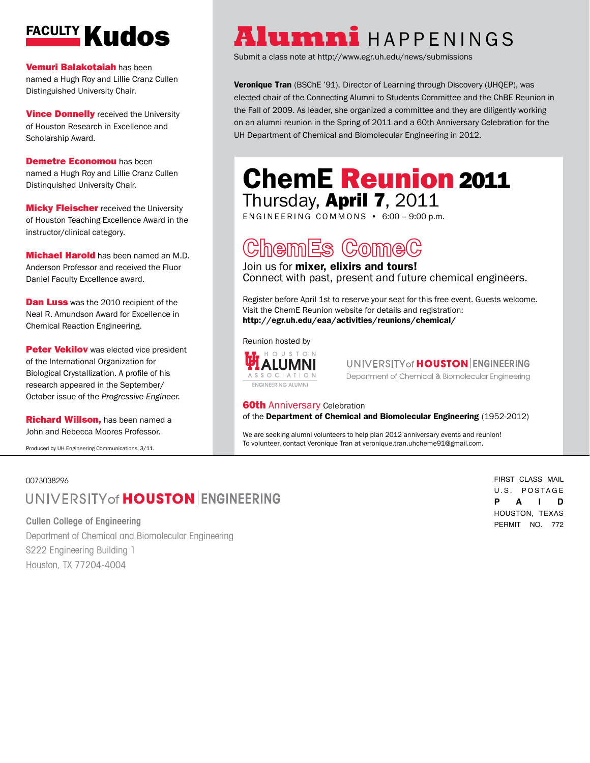# FACULTY Kudos

**Vemuri Balakotaiah** has been named a Hugh Roy and Lillie Cranz Cullen Distinguished University Chair.

**Vince Donnelly** received the University of Houston Research in Excellence and Scholarship Award.

**Demetre Economou** has been named a Hugh Roy and Lillie Cranz Cullen Distinguished University Chair.

**Micky Fleischer** received the University of Houston Teaching Excellence Award in the instructor/clinical category.

**Michael Harold** has been named an M.D. Anderson Professor and received the Fluor Daniel Faculty Excellence award.

**Dan Luss** was the 2010 recipient of the Neal R. Amundson Award for Excellence in Chemical Reaction Engineering.

**Peter Vekilov** was elected vice president of the International Organization for Biological Crystallization. A profile of his research appeared in the September/October issue of the *Progressive Engineer.*

**Richard Willson,** has been named a John and Rebecca Moores Professor.

Produced by UH Engineering Communications, 3/11.

# Alumni HAPPENINGS

Submit a class note at http://www.egr.uh.edu/news/submissions

**Veronique Tran** (BSChE '91), Director of Learning through Discovery (UHQEP), was elected chair of the Connecting Alumni to Students Committee and the ChBE Reunion in the Fall of 2009. As leader, she organized a committee and they are diligently working on an alumni reunion in the Spring of 2011 and a 60th Anniversary Celebration for the UH Department of Chemical and Biomolecular Engineering in 2012.

## ChemE Reunion 2011

Thursday, **April 7**, 2011

ENGINEERING COMMONS • 6:00 – 9:00 p.m.

### ChemEs ComeC

Join us for **mixer, elixirs and tours!**
Connect with past, present and future chemical engineers.

Register before April 1st to reserve your seat for this free event. Guests welcome.
Visit the ChemE Reunion website for details and registration:
**http://egr.uh.edu/eaa/activities/reunions/chemical/**

Reunion hosted by

HOUSTON ALUMNI ASSOCIATION
ENGINEERING ALUMNI

UNIVERSITY of HOUSTON | ENGINEERING
Department of Chemical & Biomolecular Engineering

**60th** Anniversary Celebration
of the **Department of Chemical and Biomolecular Engineering** (1952-2012)

We are seeking alumni volunteers to help plan 2012 anniversary events and reunion!
To volunteer, contact Veronique Tran at veronique.tran.uhcheme91@gmail.com.

---

0073038296

UNIVERSITY of HOUSTON | ENGINEERING

**Cullen College of Engineering**
Department of Chemical and Biomolecular Engineering
S222 Engineering Building 1
Houston, TX 77204-4004

FIRST CLASS MAIL
U.S. POSTAGE
**PAID**
HOUSTON, TEXAS
PERMIT NO. 772